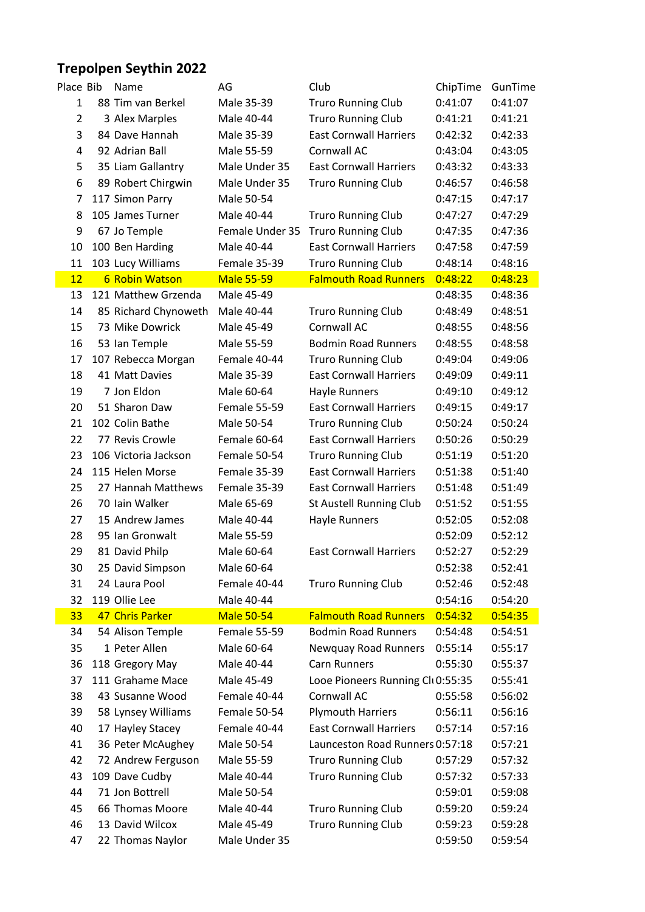# Trepolpen Seythin 2022

| Place | Bib | Name | AG | Club | ChipTime | GunTime |
|---|---|---|---|---|---|---|
| 1 | 88 | Tim van Berkel | Male 35-39 | Truro Running Club | 0:41:07 | 0:41:07 |
| 2 | 3 | Alex Marples | Male 40-44 | Truro Running Club | 0:41:21 | 0:41:21 |
| 3 | 84 | Dave Hannah | Male 35-39 | East Cornwall Harriers | 0:42:32 | 0:42:33 |
| 4 | 92 | Adrian Ball | Male 55-59 | Cornwall AC | 0:43:04 | 0:43:05 |
| 5 | 35 | Liam Gallantry | Male Under 35 | East Cornwall Harriers | 0:43:32 | 0:43:33 |
| 6 | 89 | Robert Chirgwin | Male Under 35 | Truro Running Club | 0:46:57 | 0:46:58 |
| 7 | 117 | Simon Parry | Male 50-54 | | 0:47:15 | 0:47:17 |
| 8 | 105 | James Turner | Male 40-44 | Truro Running Club | 0:47:27 | 0:47:29 |
| 9 | 67 | Jo Temple | Female Under 35 | Truro Running Club | 0:47:35 | 0:47:36 |
| 10 | 100 | Ben Harding | Male 40-44 | East Cornwall Harriers | 0:47:58 | 0:47:59 |
| 11 | 103 | Lucy Williams | Female 35-39 | Truro Running Club | 0:48:14 | 0:48:16 |
| 12 | 6 | Robin Watson | Male 55-59 | Falmouth Road Runners | 0:48:22 | 0:48:23 |
| 13 | 121 | Matthew Grzenda | Male 45-49 | | 0:48:35 | 0:48:36 |
| 14 | 85 | Richard Chynoweth | Male 40-44 | Truro Running Club | 0:48:49 | 0:48:51 |
| 15 | 73 | Mike Dowrick | Male 45-49 | Cornwall AC | 0:48:55 | 0:48:56 |
| 16 | 53 | Ian Temple | Male 55-59 | Bodmin Road Runners | 0:48:55 | 0:48:58 |
| 17 | 107 | Rebecca Morgan | Female 40-44 | Truro Running Club | 0:49:04 | 0:49:06 |
| 18 | 41 | Matt Davies | Male 35-39 | East Cornwall Harriers | 0:49:09 | 0:49:11 |
| 19 | 7 | Jon Eldon | Male 60-64 | Hayle Runners | 0:49:10 | 0:49:12 |
| 20 | 51 | Sharon Daw | Female 55-59 | East Cornwall Harriers | 0:49:15 | 0:49:17 |
| 21 | 102 | Colin Bathe | Male 50-54 | Truro Running Club | 0:50:24 | 0:50:24 |
| 22 | 77 | Revis Crowle | Female 60-64 | East Cornwall Harriers | 0:50:26 | 0:50:29 |
| 23 | 106 | Victoria Jackson | Female 50-54 | Truro Running Club | 0:51:19 | 0:51:20 |
| 24 | 115 | Helen Morse | Female 35-39 | East Cornwall Harriers | 0:51:38 | 0:51:40 |
| 25 | 27 | Hannah Matthews | Female 35-39 | East Cornwall Harriers | 0:51:48 | 0:51:49 |
| 26 | 70 | Iain Walker | Male 65-69 | St Austell Running Club | 0:51:52 | 0:51:55 |
| 27 | 15 | Andrew James | Male 40-44 | Hayle Runners | 0:52:05 | 0:52:08 |
| 28 | 95 | Ian Gronwalt | Male 55-59 | | 0:52:09 | 0:52:12 |
| 29 | 81 | David Philp | Male 60-64 | East Cornwall Harriers | 0:52:27 | 0:52:29 |
| 30 | 25 | David Simpson | Male 60-64 | | 0:52:38 | 0:52:41 |
| 31 | 24 | Laura Pool | Female 40-44 | Truro Running Club | 0:52:46 | 0:52:48 |
| 32 | 119 | Ollie Lee | Male 40-44 | | 0:54:16 | 0:54:20 |
| 33 | 47 | Chris Parker | Male 50-54 | Falmouth Road Runners | 0:54:32 | 0:54:35 |
| 34 | 54 | Alison Temple | Female 55-59 | Bodmin Road Runners | 0:54:48 | 0:54:51 |
| 35 | 1 | Peter Allen | Male 60-64 | Newquay Road Runners | 0:55:14 | 0:55:17 |
| 36 | 118 | Gregory May | Male 40-44 | Carn Runners | 0:55:30 | 0:55:37 |
| 37 | 111 | Grahame Mace | Male 45-49 | Looe Pioneers Running Cl | 0:55:35 | 0:55:41 |
| 38 | 43 | Susanne Wood | Female 40-44 | Cornwall AC | 0:55:58 | 0:56:02 |
| 39 | 58 | Lynsey Williams | Female 50-54 | Plymouth Harriers | 0:56:11 | 0:56:16 |
| 40 | 17 | Hayley Stacey | Female 40-44 | East Cornwall Harriers | 0:57:14 | 0:57:16 |
| 41 | 36 | Peter McAughey | Male 50-54 | Launceston Road Runners | 0:57:18 | 0:57:21 |
| 42 | 72 | Andrew Ferguson | Male 55-59 | Truro Running Club | 0:57:29 | 0:57:32 |
| 43 | 109 | Dave Cudby | Male 40-44 | Truro Running Club | 0:57:32 | 0:57:33 |
| 44 | 71 | Jon Bottrell | Male 50-54 | | 0:59:01 | 0:59:08 |
| 45 | 66 | Thomas Moore | Male 40-44 | Truro Running Club | 0:59:20 | 0:59:24 |
| 46 | 13 | David Wilcox | Male 45-49 | Truro Running Club | 0:59:23 | 0:59:28 |
| 47 | 22 | Thomas Naylor | Male Under 35 | | 0:59:50 | 0:59:54 |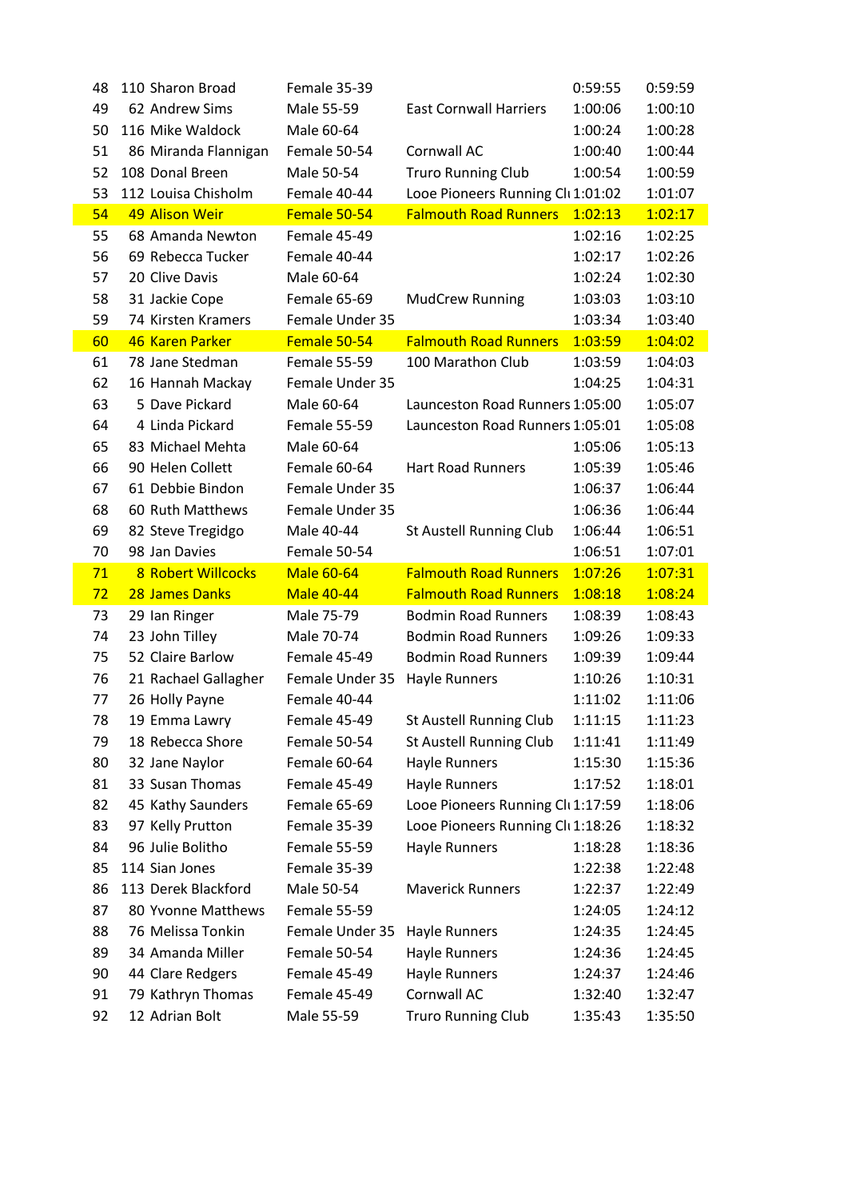| | | | | | | |
|---|---|---|---|---|---|---|
| 48 | 110 | Sharon Broad | Female 35-39 | | 0:59:55 | 0:59:59 |
| 49 | 62 | Andrew Sims | Male 55-59 | East Cornwall Harriers | 1:00:06 | 1:00:10 |
| 50 | 116 | Mike Waldock | Male 60-64 | | 1:00:24 | 1:00:28 |
| 51 | 86 | Miranda Flannigan | Female 50-54 | Cornwall AC | 1:00:40 | 1:00:44 |
| 52 | 108 | Donal Breen | Male 50-54 | Truro Running Club | 1:00:54 | 1:00:59 |
| 53 | 112 | Louisa Chisholm | Female 40-44 | Looe Pioneers Running Cl | 1:01:02 | 1:01:07 |
| 54 | 49 | Alison Weir | Female 50-54 | Falmouth Road Runners | 1:02:13 | 1:02:17 |
| 55 | 68 | Amanda Newton | Female 45-49 | | 1:02:16 | 1:02:25 |
| 56 | 69 | Rebecca Tucker | Female 40-44 | | 1:02:17 | 1:02:26 |
| 57 | 20 | Clive Davis | Male 60-64 | | 1:02:24 | 1:02:30 |
| 58 | 31 | Jackie Cope | Female 65-69 | MudCrew Running | 1:03:03 | 1:03:10 |
| 59 | 74 | Kirsten Kramers | Female Under 35 | | 1:03:34 | 1:03:40 |
| 60 | 46 | Karen Parker | Female 50-54 | Falmouth Road Runners | 1:03:59 | 1:04:02 |
| 61 | 78 | Jane Stedman | Female 55-59 | 100 Marathon Club | 1:03:59 | 1:04:03 |
| 62 | 16 | Hannah Mackay | Female Under 35 | | 1:04:25 | 1:04:31 |
| 63 | 5 | Dave Pickard | Male 60-64 | Launceston Road Runners | 1:05:00 | 1:05:07 |
| 64 | 4 | Linda Pickard | Female 55-59 | Launceston Road Runners | 1:05:01 | 1:05:08 |
| 65 | 83 | Michael Mehta | Male 60-64 | | 1:05:06 | 1:05:13 |
| 66 | 90 | Helen Collett | Female 60-64 | Hart Road Runners | 1:05:39 | 1:05:46 |
| 67 | 61 | Debbie Bindon | Female Under 35 | | 1:06:37 | 1:06:44 |
| 68 | 60 | Ruth Matthews | Female Under 35 | | 1:06:36 | 1:06:44 |
| 69 | 82 | Steve Tregidgo | Male 40-44 | St Austell Running Club | 1:06:44 | 1:06:51 |
| 70 | 98 | Jan Davies | Female 50-54 | | 1:06:51 | 1:07:01 |
| 71 | 8 | Robert Willcocks | Male 60-64 | Falmouth Road Runners | 1:07:26 | 1:07:31 |
| 72 | 28 | James Danks | Male 40-44 | Falmouth Road Runners | 1:08:18 | 1:08:24 |
| 73 | 29 | Ian Ringer | Male 75-79 | Bodmin Road Runners | 1:08:39 | 1:08:43 |
| 74 | 23 | John Tilley | Male 70-74 | Bodmin Road Runners | 1:09:26 | 1:09:33 |
| 75 | 52 | Claire Barlow | Female 45-49 | Bodmin Road Runners | 1:09:39 | 1:09:44 |
| 76 | 21 | Rachael Gallagher | Female Under 35 | Hayle Runners | 1:10:26 | 1:10:31 |
| 77 | 26 | Holly Payne | Female 40-44 | | 1:11:02 | 1:11:06 |
| 78 | 19 | Emma Lawry | Female 45-49 | St Austell Running Club | 1:11:15 | 1:11:23 |
| 79 | 18 | Rebecca Shore | Female 50-54 | St Austell Running Club | 1:11:41 | 1:11:49 |
| 80 | 32 | Jane Naylor | Female 60-64 | Hayle Runners | 1:15:30 | 1:15:36 |
| 81 | 33 | Susan Thomas | Female 45-49 | Hayle Runners | 1:17:52 | 1:18:01 |
| 82 | 45 | Kathy Saunders | Female 65-69 | Looe Pioneers Running Cl | 1:17:59 | 1:18:06 |
| 83 | 97 | Kelly Prutton | Female 35-39 | Looe Pioneers Running Cl | 1:18:26 | 1:18:32 |
| 84 | 96 | Julie Bolitho | Female 55-59 | Hayle Runners | 1:18:28 | 1:18:36 |
| 85 | 114 | Sian Jones | Female 35-39 | | 1:22:38 | 1:22:48 |
| 86 | 113 | Derek Blackford | Male 50-54 | Maverick Runners | 1:22:37 | 1:22:49 |
| 87 | 80 | Yvonne Matthews | Female 55-59 | | 1:24:05 | 1:24:12 |
| 88 | 76 | Melissa Tonkin | Female Under 35 | Hayle Runners | 1:24:35 | 1:24:45 |
| 89 | 34 | Amanda Miller | Female 50-54 | Hayle Runners | 1:24:36 | 1:24:45 |
| 90 | 44 | Clare Redgers | Female 45-49 | Hayle Runners | 1:24:37 | 1:24:46 |
| 91 | 79 | Kathryn Thomas | Female 45-49 | Cornwall AC | 1:32:40 | 1:32:47 |
| 92 | 12 | Adrian Bolt | Male 55-59 | Truro Running Club | 1:35:43 | 1:35:50 |